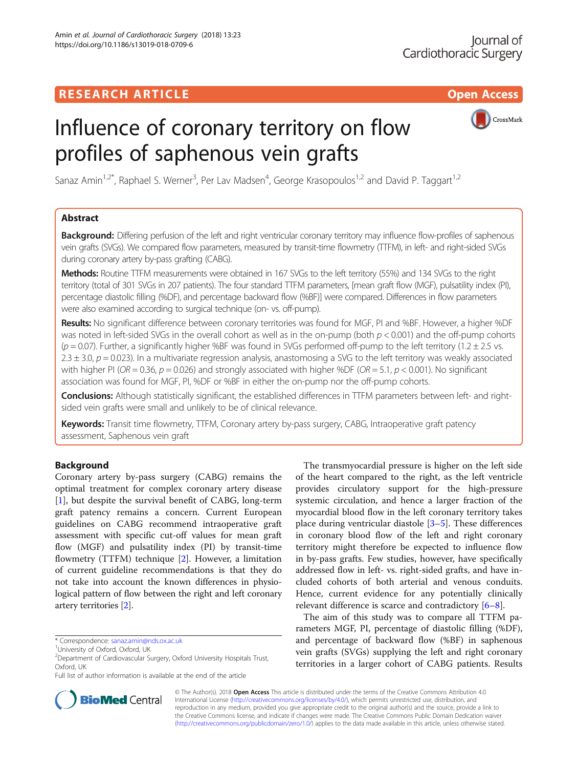RESEARCH ARTICLE

Open Access

# Influence of coronary territory on flow profiles of saphenous vein grafts

Sanaz Amin[1,2*], Raphael S. Werner[3], Per Lav Madsen[4], George Krasopoulos[1,2] and David P. Taggart[1,2]

## Abstract

**Background:** Differing perfusion of the left and right ventricular coronary territory may influence flow-profiles of saphenous vein grafts (SVGs). We compared flow parameters, measured by transit-time flowmetry (TTFM), in left- and right-sided SVGs during coronary artery by-pass grafting (CABG).

**Methods:** Routine TTFM measurements were obtained in 167 SVGs to the left territory (55%) and 134 SVGs to the right territory (total of 301 SVGs in 207 patients). The four standard TTFM parameters, [mean graft flow (MGF), pulsatility index (PI), percentage diastolic filling (%DF), and percentage backward flow (%BF)] were compared. Differences in flow parameters were also examined according to surgical technique (on- vs. off-pump).

**Results:** No significant difference between coronary territories was found for MGF, PI and %BF. However, a higher %DF was noted in left-sided SVGs in the overall cohort as well as in the on-pump (both $p < 0.001$) and the off-pump cohorts ($p = 0.07$). Further, a significantly higher %BF was found in SVGs performed off-pump to the left territory (1.2 ± 2.5 vs. 2.3 ± 3.0, $p = 0.023$). In a multivariate regression analysis, anastomosing a SVG to the left territory was weakly associated with higher PI ($OR = 0.36$, $p = 0.026$) and strongly associated with higher %DF ($OR = 5.1$, $p < 0.001$). No significant association was found for MGF, PI, %DF or %BF in either the on-pump nor the off-pump cohorts.

**Conclusions:** Although statistically significant, the established differences in TTFM parameters between left- and right-sided vein grafts were small and unlikely to be of clinical relevance.

**Keywords:** Transit time flowmetry, TTFM, Coronary artery by-pass surgery, CABG, Intraoperative graft patency assessment, Saphenous vein graft

## Background

Coronary artery by-pass surgery (CABG) remains the optimal treatment for complex coronary artery disease [1], but despite the survival benefit of CABG, long-term graft patency remains a concern. Current European guidelines on CABG recommend intraoperative graft assessment with specific cut-off values for mean graft flow (MGF) and pulsatility index (PI) by transit-time flowmetry (TTFM) technique [2]. However, a limitation of current guideline recommendations is that they do not take into account the known differences in physiological pattern of flow between the right and left coronary artery territories [2].

The transmyocardial pressure is higher on the left side of the heart compared to the right, as the left ventricle provides circulatory support for the high-pressure systemic circulation, and hence a larger fraction of the myocardial blood flow in the left coronary territory takes place during ventricular diastole [3–5]. These differences in coronary blood flow of the left and right coronary territory might therefore be expected to influence flow in by-pass grafts. Few studies, however, have specifically addressed flow in left- vs. right-sided grafts, and have included cohorts of both arterial and venous conduits. Hence, current evidence for any potentially clinically relevant difference is scarce and contradictory [6–8].

The aim of this study was to compare all TTFM parameters MGF, PI, percentage of diastolic filling (%DF), and percentage of backward flow (%BF) in saphenous vein grafts (SVGs) supplying the left and right coronary territories in a larger cohort of CABG patients. Results

* Correspondence: sanaz.amin@nds.ox.ac.uk
[1] University of Oxford, Oxford, UK
[2] Department of Cardiovascular Surgery, Oxford University Hospitals Trust, Oxford, UK
Full list of author information is available at the end of the article

© The Author(s). 2018 **Open Access** This article is distributed under the terms of the Creative Commons Attribution 4.0 International License (http://creativecommons.org/licenses/by/4.0/), which permits unrestricted use, distribution, and reproduction in any medium, provided you give appropriate credit to the original author(s) and the source, provide a link to the Creative Commons license, and indicate if changes were made. The Creative Commons Public Domain Dedication waiver (http://creativecommons.org/publicdomain/zero/1.0/) applies to the data made available in this article, unless otherwise stated.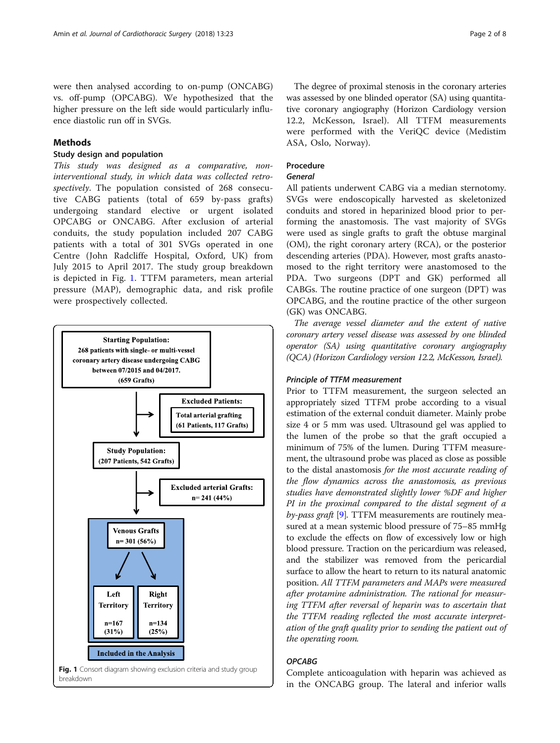were then analysed according to on-pump (ONCABG) vs. off-pump (OPCABG). We hypothesized that the higher pressure on the left side would particularly influence diastolic run off in SVGs.

## Methods

### Study design and population

*This study was designed as a comparative, non-interventional study, in which data was collected retrospectively*. The population consisted of 268 consecutive CABG patients (total of 659 by-pass grafts) undergoing standard elective or urgent isolated OPCABG or ONCABG. After exclusion of arterial conduits, the study population included 207 CABG patients with a total of 301 SVGs operated in one Centre (John Radcliffe Hospital, Oxford, UK) from July 2015 to April 2017. The study group breakdown is depicted in Fig. 1. TTFM parameters, mean arterial pressure (MAP), demographic data, and risk profile were prospectively collected.

**Starting Population:** 268 patients with single- or multi-vessel coronary artery disease undergoing CABG between 07/2015 and 04/2017. (659 Grafts)

**Excluded Patients:** Total arterial grafting (61 Patients, 117 Grafts)

**Study Population:** (207 Patients, 542 Grafts)

**Excluded arterial Grafts:** n= 241 (44%)

**Venous Grafts** n= 301 (56%)

**Left Territory** n=167 (31%) | **Right Territory** n=134 (25%)

**Included in the Analysis**

**Fig. 1** Consort diagram showing exclusion criteria and study group breakdown

The degree of proximal stenosis in the coronary arteries was assessed by one blinded operator (SA) using quantitative coronary angiography (Horizon Cardiology version 12.2, McKesson, Israel). All TTFM measurements were performed with the VeriQC device (Medistim ASA, Oslo, Norway).

### Procedure

#### General

All patients underwent CABG via a median sternotomy. SVGs were endoscopically harvested as skeletonized conduits and stored in heparinized blood prior to performing the anastomosis. The vast majority of SVGs were used as single grafts to graft the obtuse marginal (OM), the right coronary artery (RCA), or the posterior descending arteries (PDA). However, most grafts anastomosed to the right territory were anastomosed to the PDA. Two surgeons (DPT and GK) performed all CABGs. The routine practice of one surgeon (DPT) was OPCABG, and the routine practice of the other surgeon (GK) was ONCABG.

*The average vessel diameter and the extent of native coronary artery vessel disease was assessed by one blinded operator (SA) using quantitative coronary angiography (QCA) (Horizon Cardiology version 12.2, McKesson, Israel).*

#### Principle of TTFM measurement

Prior to TTFM measurement, the surgeon selected an appropriately sized TTFM probe according to a visual estimation of the external conduit diameter. Mainly probe size 4 or 5 mm was used. Ultrasound gel was applied to the lumen of the probe so that the graft occupied a minimum of 75% of the lumen. During TTFM measurement, the ultrasound probe was placed as close as possible to the distal anastomosis *for the most accurate reading of the flow dynamics across the anastomosis, as previous studies have demonstrated slightly lower %DF and higher PI in the proximal compared to the distal segment of a by-pass graft* [9]. TTFM measurements are routinely measured at a mean systemic blood pressure of 75–85 mmHg to exclude the effects on flow of excessively low or high blood pressure. Traction on the pericardium was released, and the stabilizer was removed from the pericardial surface to allow the heart to return to its natural anatomic position. *All TTFM parameters and MAPs were measured after protamine administration. The rational for measuring TTFM after reversal of heparin was to ascertain that the TTFM reading reflected the most accurate interpretation of the graft quality prior to sending the patient out of the operating room.*

#### OPCABG

Complete anticoagulation with heparin was achieved as in the ONCABG group. The lateral and inferior walls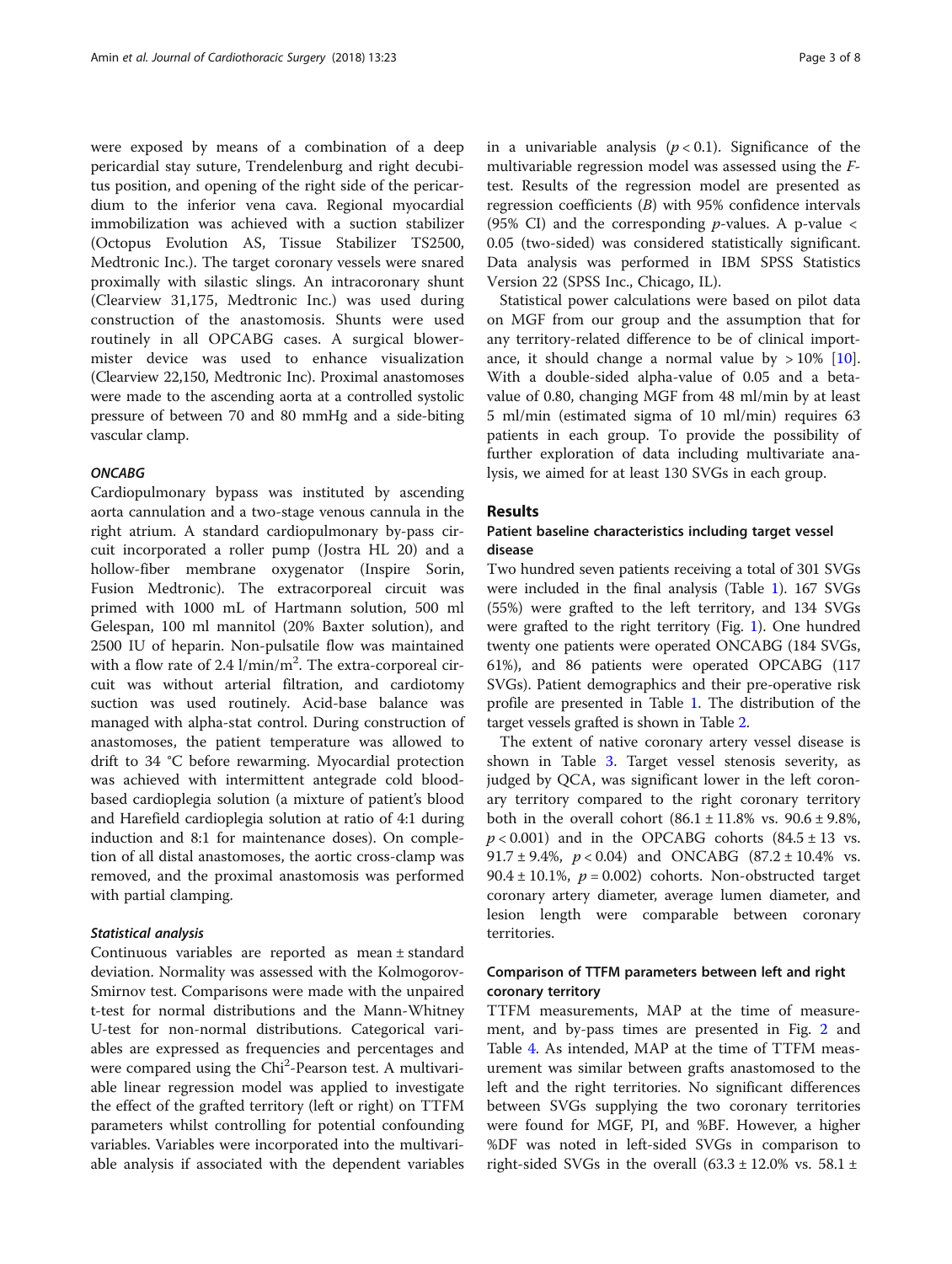were exposed by means of a combination of a deep pericardial stay suture, Trendelenburg and right decubitus position, and opening of the right side of the pericardium to the inferior vena cava. Regional myocardial immobilization was achieved with a suction stabilizer (Octopus Evolution AS, Tissue Stabilizer TS2500, Medtronic Inc.). The target coronary vessels were snared proximally with silastic slings. An intracoronary shunt (Clearview 31,175, Medtronic Inc.) was used during construction of the anastomosis. Shunts were used routinely in all OPCABG cases. A surgical blower-mister device was used to enhance visualization (Clearview 22,150, Medtronic Inc). Proximal anastomoses were made to the ascending aorta at a controlled systolic pressure of between 70 and 80 mmHg and a side-biting vascular clamp.

#### ONCABG

Cardiopulmonary bypass was instituted by ascending aorta cannulation and a two-stage venous cannula in the right atrium. A standard cardiopulmonary by-pass circuit incorporated a roller pump (Jostra HL 20) and a hollow-fiber membrane oxygenator (Inspire Sorin, Fusion Medtronic). The extracorporeal circuit was primed with 1000 mL of Hartmann solution, 500 ml Gelespan, 100 ml mannitol (20% Baxter solution), and 2500 IU of heparin. Non-pulsatile flow was maintained with a flow rate of 2.4 l/min/m$^2$. The extra-corporeal circuit was without arterial filtration, and cardiotomy suction was used routinely. Acid-base balance was managed with alpha-stat control. During construction of anastomoses, the patient temperature was allowed to drift to 34 °C before rewarming. Myocardial protection was achieved with intermittent antegrade cold blood-based cardioplegia solution (a mixture of patient's blood and Harefield cardioplegia solution at ratio of 4:1 during induction and 8:1 for maintenance doses). On completion of all distal anastomoses, the aortic cross-clamp was removed, and the proximal anastomosis was performed with partial clamping.

#### Statistical analysis

Continuous variables are reported as mean ± standard deviation. Normality was assessed with the Kolmogorov-Smirnov test. Comparisons were made with the unpaired t-test for normal distributions and the Mann-Whitney U-test for non-normal distributions. Categorical variables are expressed as frequencies and percentages and were compared using the Chi$^2$-Pearson test. A multivariable linear regression model was applied to investigate the effect of the grafted territory (left or right) on TTFM parameters whilst controlling for potential confounding variables. Variables were incorporated into the multivariable analysis if associated with the dependent variables in a univariable analysis ($p < 0.1$). Significance of the multivariable regression model was assessed using the *F*-test. Results of the regression model are presented as regression coefficients (*B*) with 95% confidence intervals (95% CI) and the corresponding *p*-values. A p-value < 0.05 (two-sided) was considered statistically significant. Data analysis was performed in IBM SPSS Statistics Version 22 (SPSS Inc., Chicago, IL).

Statistical power calculations were based on pilot data on MGF from our group and the assumption that for any territory-related difference to be of clinical importance, it should change a normal value by > 10% [10]. With a double-sided alpha-value of 0.05 and a beta-value of 0.80, changing MGF from 48 ml/min by at least 5 ml/min (estimated sigma of 10 ml/min) requires 63 patients in each group. To provide the possibility of further exploration of data including multivariate analysis, we aimed for at least 130 SVGs in each group.

## Results

### Patient baseline characteristics including target vessel disease

Two hundred seven patients receiving a total of 301 SVGs were included in the final analysis (Table 1). 167 SVGs (55%) were grafted to the left territory, and 134 SVGs were grafted to the right territory (Fig. 1). One hundred twenty one patients were operated ONCABG (184 SVGs, 61%), and 86 patients were operated OPCABG (117 SVGs). Patient demographics and their pre-operative risk profile are presented in Table 1. The distribution of the target vessels grafted is shown in Table 2.

The extent of native coronary artery vessel disease is shown in Table 3. Target vessel stenosis severity, as judged by QCA, was significant lower in the left coronary territory compared to the right coronary territory both in the overall cohort (86.1 ± 11.8% vs. 90.6 ± 9.8%, $p < 0.001$) and in the OPCABG cohorts (84.5 ± 13 vs. 91.7 ± 9.4%, $p < 0.04$) and ONCABG (87.2 ± 10.4% vs. 90.4 ± 10.1%, $p = 0.002$) cohorts. Non-obstructed target coronary artery diameter, average lumen diameter, and lesion length were comparable between coronary territories.

### Comparison of TTFM parameters between left and right coronary territory

TTFM measurements, MAP at the time of measurement, and by-pass times are presented in Fig. 2 and Table 4. As intended, MAP at the time of TTFM measurement was similar between grafts anastomosed to the left and the right territories. No significant differences between SVGs supplying the two coronary territories were found for MGF, PI, and %BF. However, a higher %DF was noted in left-sided SVGs in comparison to right-sided SVGs in the overall (63.3 ± 12.0% vs. 58.1 ±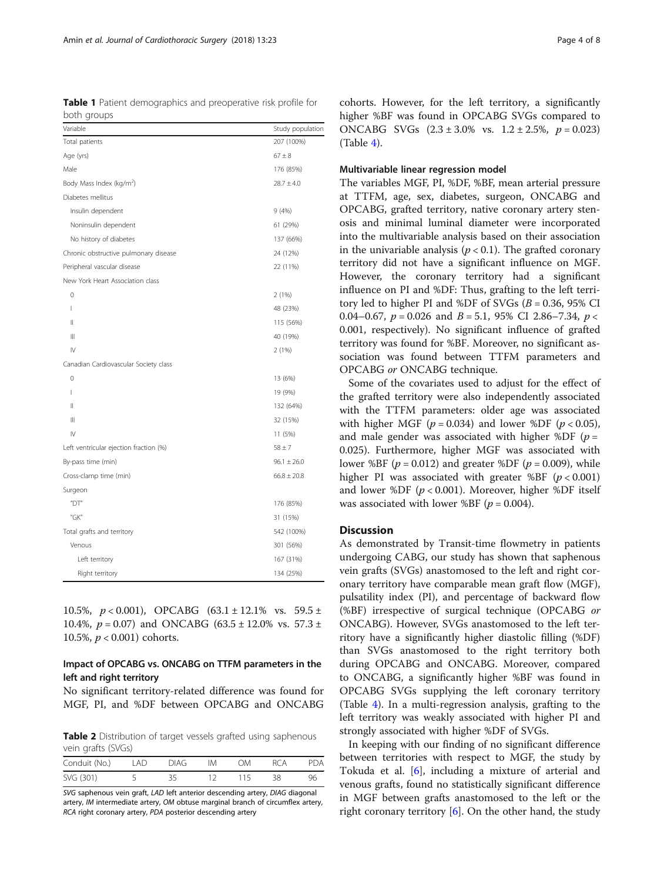**Table 1** Patient demographics and preoperative risk profile for both groups

| Variable | Study population |
|---|---|
| Total patients | 207 (100%) |
| Age (yrs) | 67 ± 8 |
| Male | 176 (85%) |
| Body Mass Index (kg/m$^2$) | 28.7 ± 4.0 |
| Diabetes mellitus | |
| Insulin dependent | 9 (4%) |
| Noninsulin dependent | 61 (29%) |
| No history of diabetes | 137 (66%) |
| Chronic obstructive pulmonary disease | 24 (12%) |
| Peripheral vascular disease | 22 (11%) |
| New York Heart Association class | |
| 0 | 2 (1%) |
| I | 48 (23%) |
| II | 115 (56%) |
| III | 40 (19%) |
| IV | 2 (1%) |
| Canadian Cardiovascular Society class | |
| 0 | 13 (6%) |
| I | 19 (9%) |
| II | 132 (64%) |
| III | 32 (15%) |
| IV | 11 (5%) |
| Left ventricular ejection fraction (%) | 58 ± 7 |
| By-pass time (min) | 96.1 ± 26.0 |
| Cross-clamp time (min) | 66.8 ± 20.8 |
| Surgeon | |
| "DT" | 176 (85%) |
| "GK" | 31 (15%) |
| Total grafts and territory | 542 (100%) |
| Venous | 301 (56%) |
| Left territory | 167 (31%) |
| Right territory | 134 (25%) |

10.5%, $p < 0.001$), OPCABG (63.1 ± 12.1% vs. 59.5 ± 10.4%, $p = 0.07$) and ONCABG (63.5 ± 12.0% vs. 57.3 ± 10.5%, $p < 0.001$) cohorts.

### Impact of OPCABG vs. ONCABG on TTFM parameters in the left and right territory

No significant territory-related difference was found for MGF, PI, and %DF between OPCABG and ONCABG cohorts. However, for the left territory, a significantly higher %BF was found in OPCABG SVGs compared to ONCABG SVGs (2.3 ± 3.0% vs. 1.2 ± 2.5%, $p = 0.023$) (Table 4).

**Table 2** Distribution of target vessels grafted using saphenous vein grafts (SVGs)

| Conduit (No.) | LAD | DIAG | IM | OM | RCA | PDA |
|---|---|---|---|---|---|---|
| SVG (301) | 5 | 35 | 12 | 115 | 38 | 96 |

*SVG* saphenous vein graft, *LAD* left anterior descending artery, *DIAG* diagonal artery, *IM* intermediate artery, *OM* obtuse marginal branch of circumflex artery, *RCA* right coronary artery, *PDA* posterior descending artery

### Multivariable linear regression model

The variables MGF, PI, %DF, %BF, mean arterial pressure at TTFM, age, sex, diabetes, surgeon, ONCABG and OPCABG, grafted territory, native coronary artery stenosis and minimal luminal diameter were incorporated into the multivariable analysis based on their association in the univariable analysis ($p < 0.1$). The grafted coronary territory did not have a significant influence on MGF. However, the coronary territory had a significant influence on PI and %DF: Thus, grafting to the left territory led to higher PI and %DF of SVGs ($B = 0.36$, 95% CI 0.04–0.67, $p = 0.026$ and $B = 5.1$, 95% CI 2.86–7.34, $p < 0.001$, respectively). No significant influence of grafted territory was found for %BF. Moreover, no significant association was found between TTFM parameters and OPCABG *or* ONCABG technique.

Some of the covariates used to adjust for the effect of the grafted territory were also independently associated with the TTFM parameters: older age was associated with higher MGF ($p = 0.034$) and lower %DF ($p < 0.05$), and male gender was associated with higher %DF ($p = 0.025$). Furthermore, higher MGF was associated with lower %BF ($p = 0.012$) and greater %DF ($p = 0.009$), while higher PI was associated with greater %BF ($p < 0.001$) and lower %DF ($p < 0.001$). Moreover, higher %DF itself was associated with lower %BF ($p = 0.004$).

## Discussion

As demonstrated by Transit-time flowmetry in patients undergoing CABG, our study has shown that saphenous vein grafts (SVGs) anastomosed to the left and right coronary territory have comparable mean graft flow (MGF), pulsatility index (PI), and percentage of backward flow (%BF) irrespective of surgical technique (OPCABG *or* ONCABG). However, SVGs anastomosed to the left territory have a significantly higher diastolic filling (%DF) than SVGs anastomosed to the right territory both during OPCABG and ONCABG. Moreover, compared to ONCABG, a significantly higher %BF was found in OPCABG SVGs supplying the left coronary territory (Table 4). In a multi-regression analysis, grafting to the left territory was weakly associated with higher PI and strongly associated with higher %DF of SVGs.

In keeping with our finding of no significant difference between territories with respect to MGF, the study by Tokuda et al. [6], including a mixture of arterial and venous grafts, found no statistically significant difference in MGF between grafts anastomosed to the left or the right coronary territory [6]. On the other hand, the study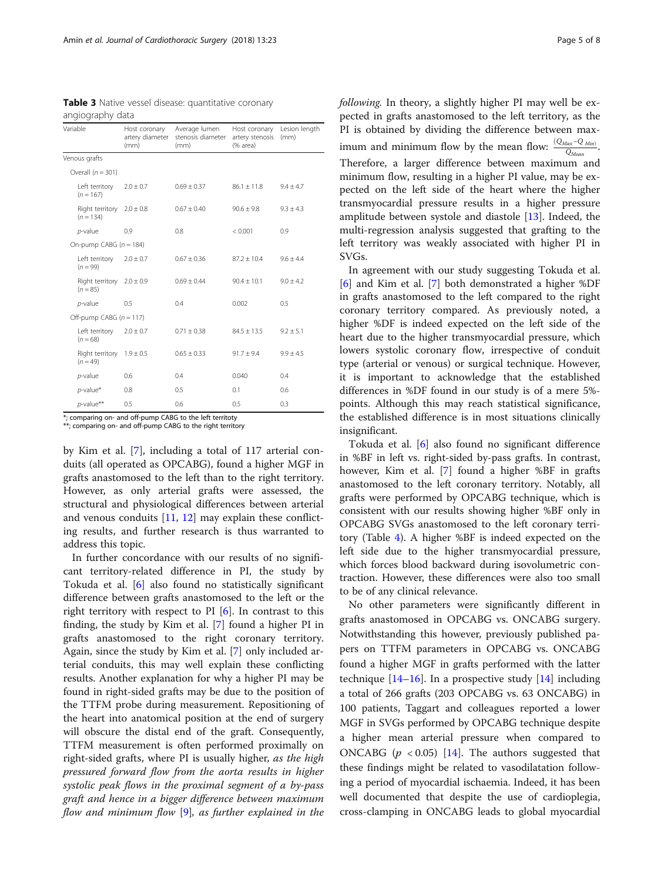**Table 3** Native vessel disease: quantitative coronary angiography data

| Variable | Host coronary artery diameter (mm) | Average lumen stenosis diameter (mm) | Host coronary artery stenosis (% area) | Lesion length (mm) |
|---|---|---|---|---|
| Venous grafts | | | | |
| Overall ($n = 301$) | | | | |
| Left territory ($n = 167$) | 2.0 ± 0.7 | 0.69 ± 0.37 | 86.1 ± 11.8 | 9.4 ± 4.7 |
| Right territory ($n = 134$) | 2.0 ± 0.8 | 0.67 ± 0.40 | 90.6 ± 9.8 | 9.3 ± 4.3 |
| *p*-value | 0.9 | 0.8 | < 0.001 | 0.9 |
| On-pump CABG ($n = 184$) | | | | |
| Left territory ($n = 99$) | 2.0 ± 0.7 | 0.67 ± 0.36 | 87.2 ± 10.4 | 9.6 ± 4.4 |
| Right territory ($n = 85$) | 2.0 ± 0.9 | 0.69 ± 0.44 | 90.4 ± 10.1 | 9.0 ± 4.2 |
| *p*-value | 0.5 | 0.4 | 0.002 | 0.5 |
| Off-pump CABG ($n = 117$) | | | | |
| Left territory ($n = 68$) | 2.0 ± 0.7 | 0.71 ± 0.38 | 84.5 ± 13.5 | 9.2 ± 5.1 |
| Right territory ($n = 49$) | 1.9 ± 0.5 | 0.65 ± 0.33 | 91.7 ± 9.4 | 9.9 ± 4.5 |
| *p*-value | 0.6 | 0.4 | 0.040 | 0.4 |
| *p*-value* | 0.8 | 0.5 | 0.1 | 0.6 |
| *p*-value** | 0.5 | 0.6 | 0.5 | 0.3 |

*; comparing on- and off-pump CABG to the left territoty
**; comparing on- and off-pump CABG to the right territory

by Kim et al. [7], including a total of 117 arterial conduits (all operated as OPCABG), found a higher MGF in grafts anastomosed to the left than to the right territory. However, as only arterial grafts were assessed, the structural and physiological differences between arterial and venous conduits [11, 12] may explain these conflicting results, and further research is thus warranted to address this topic.

In further concordance with our results of no significant territory-related difference in PI, the study by Tokuda et al. [6] also found no statistically significant difference between grafts anastomosed to the left or the right territory with respect to PI [6]. In contrast to this finding, the study by Kim et al. [7] found a higher PI in grafts anastomosed to the right coronary territory. Again, since the study by Kim et al. [7] only included arterial conduits, this may well explain these conflicting results. Another explanation for why a higher PI may be found in right-sided grafts may be due to the position of the TTFM probe during measurement. Repositioning of the heart into anatomical position at the end of surgery will obscure the distal end of the graft. Consequently, TTFM measurement is often performed proximally on right-sided grafts, where PI is usually higher, *as the high pressured forward flow from the aorta results in higher systolic peak flows in the proximal segment of a by-pass graft and hence in a bigger difference between maximum flow and minimum flow* [9], *as further explained in the following*. In theory, a slightly higher PI may well be expected in grafts anastomosed to the left territory, as the PI is obtained by dividing the difference between maximum and minimum flow by the mean flow: $\frac{(Q_{Max}-Q_{Min})}{Q_{Mean}}$. Therefore, a larger difference between maximum and minimum flow, resulting in a higher PI value, may be expected on the left side of the heart where the higher transmyocardial pressure results in a higher pressure amplitude between systole and diastole [13]. Indeed, the multi-regression analysis suggested that grafting to the left territory was weakly associated with higher PI in SVGs.

In agreement with our study suggesting Tokuda et al. [6] and Kim et al. [7] both demonstrated a higher %DF in grafts anastomosed to the left compared to the right coronary territory compared. As previously noted, a higher %DF is indeed expected on the left side of the heart due to the higher transmyocardial pressure, which lowers systolic coronary flow, irrespective of conduit type (arterial or venous) or surgical technique. However, it is important to acknowledge that the established differences in %DF found in our study is of a mere 5%-points. Although this may reach statistical significance, the established difference is in most situations clinically insignificant.

Tokuda et al. [6] also found no significant difference in %BF in left vs. right-sided by-pass grafts. In contrast, however, Kim et al. [7] found a higher %BF in grafts anastomosed to the left coronary territory. Notably, all grafts were performed by OPCABG technique, which is consistent with our results showing higher %BF only in OPCABG SVGs anastomosed to the left coronary territory (Table 4). A higher %BF is indeed expected on the left side due to the higher transmyocardial pressure, which forces blood backward during isovolumetric contraction. However, these differences were also too small to be of any clinical relevance.

No other parameters were significantly different in grafts anastomosed in OPCABG vs. ONCABG surgery. Notwithstanding this however, previously published papers on TTFM parameters in OPCABG vs. ONCABG found a higher MGF in grafts performed with the latter technique [14–16]. In a prospective study [14] including a total of 266 grafts (203 OPCABG vs. 63 ONCABG) in 100 patients, Taggart and colleagues reported a lower MGF in SVGs performed by OPCABG technique despite a higher mean arterial pressure when compared to ONCABG ($p < 0.05$) [14]. The authors suggested that these findings might be related to vasodilatation following a period of myocardial ischaemia. Indeed, it has been well documented that despite the use of cardioplegia, cross-clamping in ONCABG leads to global myocardial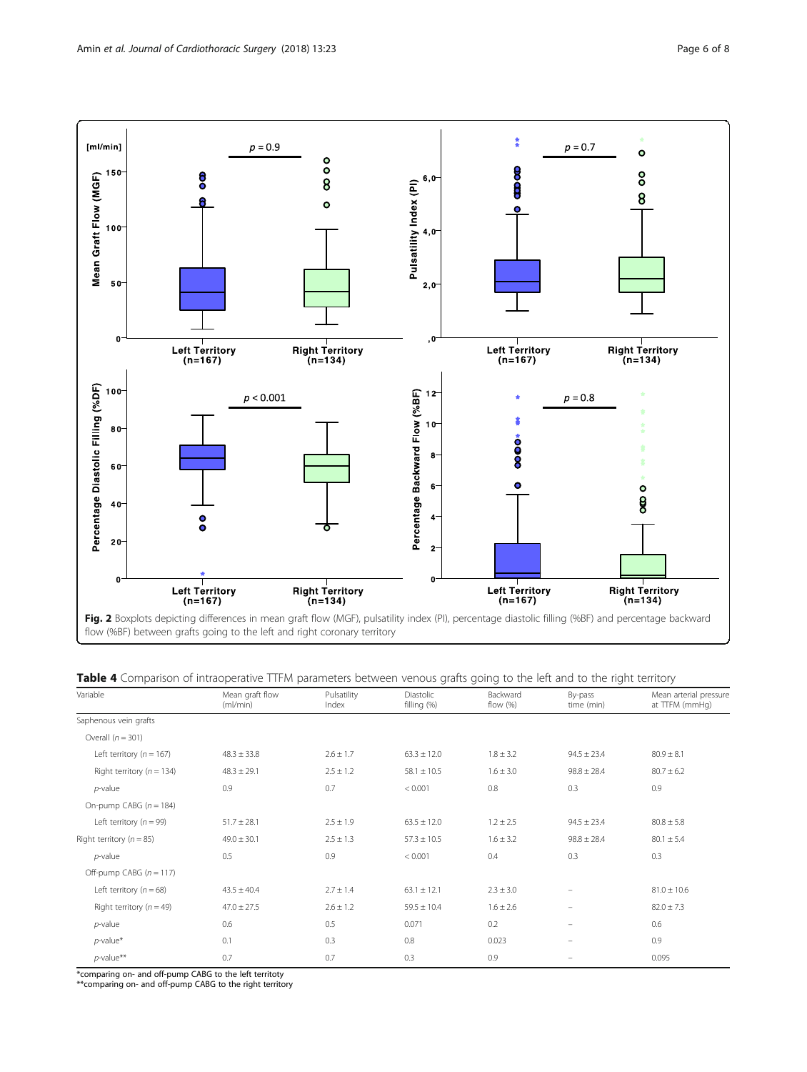**Fig. 2** Boxplots depicting differences in mean graft flow (MGF), pulsatility index (PI), percentage diastolic filling (%BF) and percentage backward flow (%BF) between grafts going to the left and right coronary territory

**Table 4** Comparison of intraoperative TTFM parameters between venous grafts going to the left and to the right territory

| Variable | Mean graft flow (ml/min) | Pulsatility Index | Diastolic filling (%) | Backward flow (%) | By-pass time (min) | Mean arterial pressure at TTFM (mmHg) |
|---|---|---|---|---|---|---|
| Saphenous vein grafts | | | | | | |
| Overall (*n* = 301) | | | | | | |
| Left territory (*n* = 167) | 48.3 ± 33.8 | 2.6 ± 1.7 | 63.3 ± 12.0 | 1.8 ± 3.2 | 94.5 ± 23.4 | 80.9 ± 8.1 |
| Right territory (*n* = 134) | 48.3 ± 29.1 | 2.5 ± 1.2 | 58.1 ± 10.5 | 1.6 ± 3.0 | 98.8 ± 28.4 | 80.7 ± 6.2 |
| *p*-value | 0.9 | 0.7 | < 0.001 | 0.8 | 0.3 | 0.9 |
| On-pump CABG (*n* = 184) | | | | | | |
| Left territory (*n* = 99) | 51.7 ± 28.1 | 2.5 ± 1.9 | 63.5 ± 12.0 | 1.2 ± 2.5 | 94.5 ± 23.4 | 80.8 ± 5.8 |
| Right territory (*n* = 85) | 49.0 ± 30.1 | 2.5 ± 1.3 | 57.3 ± 10.5 | 1.6 ± 3.2 | 98.8 ± 28.4 | 80.1 ± 5.4 |
| *p*-value | 0.5 | 0.9 | < 0.001 | 0.4 | 0.3 | 0.3 |
| Off-pump CABG (*n* = 117) | | | | | | |
| Left territory (*n* = 68) | 43.5 ± 40.4 | 2.7 ± 1.4 | 63.1 ± 12.1 | 2.3 ± 3.0 | – | 81.0 ± 10.6 |
| Right territory (*n* = 49) | 47.0 ± 27.5 | 2.6 ± 1.2 | 59.5 ± 10.4 | 1.6 ± 2.6 | – | 82.0 ± 7.3 |
| *p*-value | 0.6 | 0.5 | 0.071 | 0.2 | – | 0.6 |
| *p*-value* | 0.1 | 0.3 | 0.8 | 0.023 | – | 0.9 |
| *p*-value** | 0.7 | 0.7 | 0.3 | 0.9 | – | 0.095 |

*comparing on- and off-pump CABG to the left territoty
**comparing on- and off-pump CABG to the right territory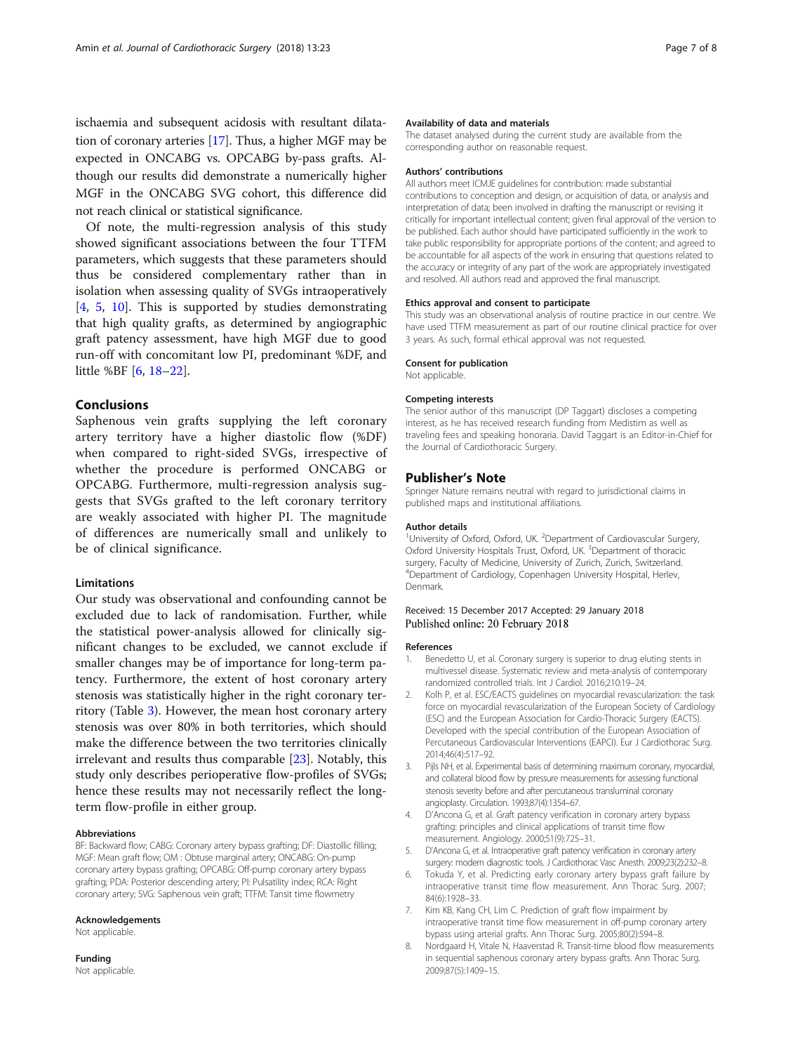ischaemia and subsequent acidosis with resultant dilatation of coronary arteries [17]. Thus, a higher MGF may be expected in ONCABG vs. OPCABG by-pass grafts. Although our results did demonstrate a numerically higher MGF in the ONCABG SVG cohort, this difference did not reach clinical or statistical significance.

Of note, the multi-regression analysis of this study showed significant associations between the four TTFM parameters, which suggests that these parameters should thus be considered complementary rather than in isolation when assessing quality of SVGs intraoperatively [4, 5, 10]. This is supported by studies demonstrating that high quality grafts, as determined by angiographic graft patency assessment, have high MGF due to good run-off with concomitant low PI, predominant %DF, and little %BF [6, 18–22].

## Conclusions

Saphenous vein grafts supplying the left coronary artery territory have a higher diastolic flow (%DF) when compared to right-sided SVGs, irrespective of whether the procedure is performed ONCABG or OPCABG. Furthermore, multi-regression analysis suggests that SVGs grafted to the left coronary territory are weakly associated with higher PI. The magnitude of differences are numerically small and unlikely to be of clinical significance.

### Limitations

Our study was observational and confounding cannot be excluded due to lack of randomisation. Further, while the statistical power-analysis allowed for clinically significant changes to be excluded, we cannot exclude if smaller changes may be of importance for long-term patency. Furthermore, the extent of host coronary artery stenosis was statistically higher in the right coronary territory (Table 3). However, the mean host coronary artery stenosis was over 80% in both territories, which should make the difference between the two territories clinically irrelevant and results thus comparable [23]. Notably, this study only describes perioperative flow-profiles of SVGs; hence these results may not necessarily reflect the long-term flow-profile in either group.

#### Abbreviations

BF: Backward flow; CABG: Coronary artery bypass grafting; DF: Diastollic filling; MGF: Mean graft flow; OM : Obtuse marginal artery; ONCABG: On-pump coronary artery bypass grafting; OPCABG: Off-pump coronary artery bypass grafting; PDA: Posterior descending artery; PI: Pulsatility index; RCA: Right coronary artery; SVG: Saphenous vein graft; TTFM: Tansit time flowmetry

#### Acknowledgements

Not applicable.

#### Funding

Not applicable.

#### Availability of data and materials

The dataset analysed during the current study are available from the corresponding author on reasonable request.

#### Authors' contributions

All authors meet ICMJE guidelines for contribution: made substantial contributions to conception and design, or acquisition of data, or analysis and interpretation of data; been involved in drafting the manuscript or revising it critically for important intellectual content; given final approval of the version to be published. Each author should have participated sufficiently in the work to take public responsibility for appropriate portions of the content; and agreed to be accountable for all aspects of the work in ensuring that questions related to the accuracy or integrity of any part of the work are appropriately investigated and resolved. All authors read and approved the final manuscript.

#### Ethics approval and consent to participate

This study was an observational analysis of routine practice in our centre. We have used TTFM measurement as part of our routine clinical practice for over 3 years. As such, formal ethical approval was not requested.

#### Consent for publication

Not applicable.

#### Competing interests

The senior author of this manuscript (DP Taggart) discloses a competing interest, as he has received research funding from Medistim as well as traveling fees and speaking honoraria. David Taggart is an Editor-in-Chief for the Journal of Cardiothoracic Surgery.

## Publisher's Note

Springer Nature remains neutral with regard to jurisdictional claims in published maps and institutional affiliations.

#### Author details

[1]University of Oxford, Oxford, UK. [2]Department of Cardiovascular Surgery, Oxford University Hospitals Trust, Oxford, UK. [3]Department of thoracic surgery, Faculty of Medicine, University of Zurich, Zurich, Switzerland. [4]Department of Cardiology, Copenhagen University Hospital, Herlev, Denmark.

Received: 15 December 2017 Accepted: 29 January 2018
Published online: 20 February 2018

#### References

1. Benedetto U, et al. Coronary surgery is superior to drug eluting stents in multivessel disease. Systematic review and meta-analysis of contemporary randomized controlled trials. Int J Cardiol. 2016;210:19–24.
2. Kolh P, et al. ESC/EACTS guidelines on myocardial revascularization: the task force on myocardial revascularization of the European Society of Cardiology (ESC) and the European Association for Cardio-Thoracic Surgery (EACTS). Developed with the special contribution of the European Association of Percutaneous Cardiovascular Interventions (EAPCI). Eur J Cardiothorac Surg. 2014;46(4):517–92.
3. Pijls NH, et al. Experimental basis of determining maximum coronary, myocardial, and collateral blood flow by pressure measurements for assessing functional stenosis severity before and after percutaneous transluminal coronary angioplasty. Circulation. 1993;87(4):1354–67.
4. D'Ancona G, et al. Graft patency verification in coronary artery bypass grafting: principles and clinical applications of transit time flow measurement. Angiology. 2000;51(9):725–31.
5. D'Ancona G, et al. Intraoperative graft patency verification in coronary artery surgery: modern diagnostic tools. J Cardiothorac Vasc Anesth. 2009;23(2):232–8.
6. Tokuda Y, et al. Predicting early coronary artery bypass graft failure by intraoperative transit time flow measurement. Ann Thorac Surg. 2007; 84(6):1928–33.
7. Kim KB, Kang CH, Lim C. Prediction of graft flow impairment by intraoperative transit time flow measurement in off-pump coronary artery bypass using arterial grafts. Ann Thorac Surg. 2005;80(2):594–8.
8. Nordgaard H, Vitale N, Haaverstad R. Transit-time blood flow measurements in sequential saphenous coronary artery bypass grafts. Ann Thorac Surg. 2009;87(5):1409–15.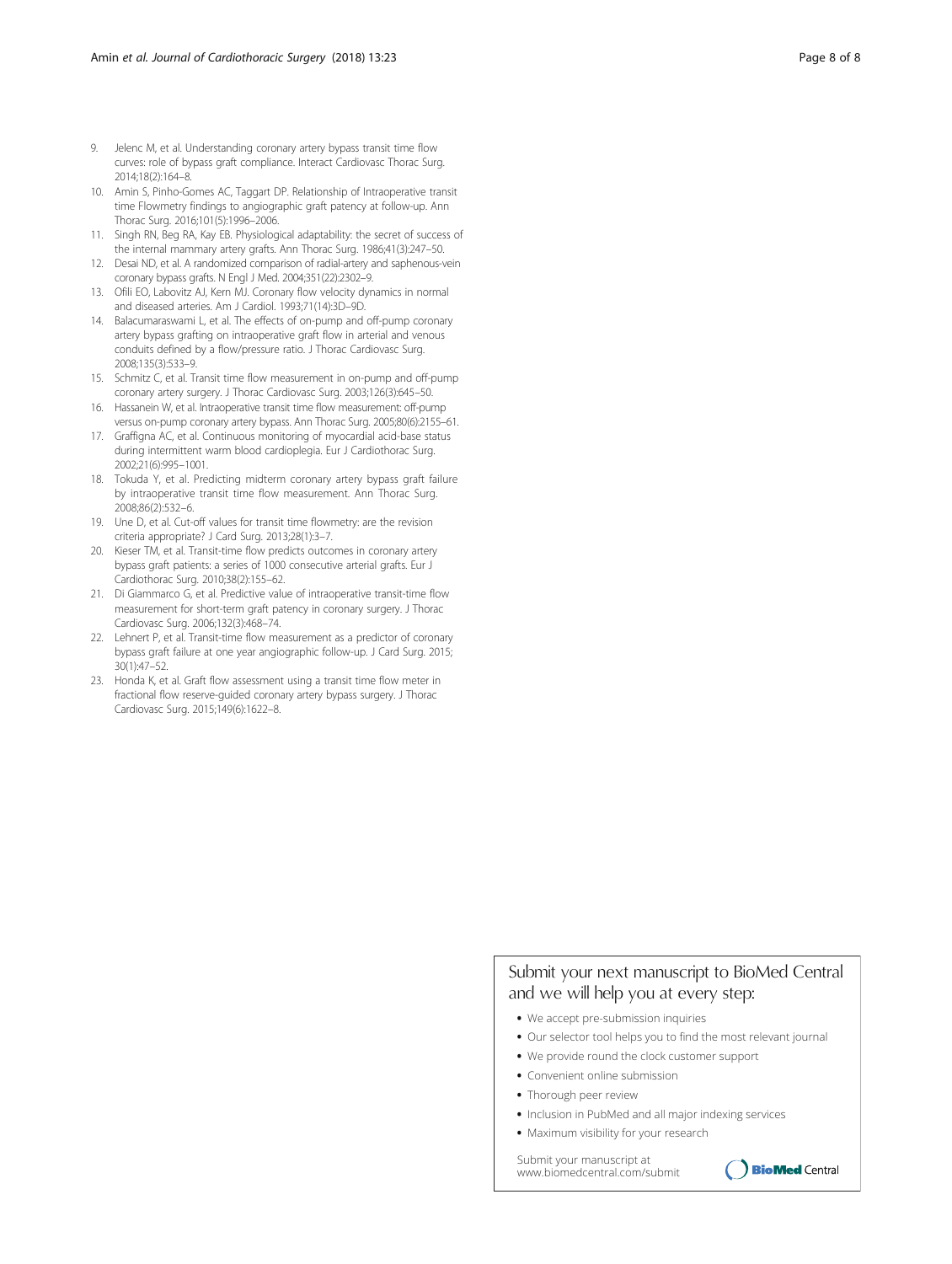9. Jelenc M, et al. Understanding coronary artery bypass transit time flow curves: role of bypass graft compliance. Interact Cardiovasc Thorac Surg. 2014;18(2):164–8.
10. Amin S, Pinho-Gomes AC, Taggart DP. Relationship of Intraoperative transit time Flowmetry findings to angiographic graft patency at follow-up. Ann Thorac Surg. 2016;101(5):1996–2006.
11. Singh RN, Beg RA, Kay EB. Physiological adaptability: the secret of success of the internal mammary artery grafts. Ann Thorac Surg. 1986;41(3):247–50.
12. Desai ND, et al. A randomized comparison of radial-artery and saphenous-vein coronary bypass grafts. N Engl J Med. 2004;351(22):2302–9.
13. Ofili EO, Labovitz AJ, Kern MJ. Coronary flow velocity dynamics in normal and diseased arteries. Am J Cardiol. 1993;71(14):3D–9D.
14. Balacumaraswami L, et al. The effects of on-pump and off-pump coronary artery bypass grafting on intraoperative graft flow in arterial and venous conduits defined by a flow/pressure ratio. J Thorac Cardiovasc Surg. 2008;135(3):533–9.
15. Schmitz C, et al. Transit time flow measurement in on-pump and off-pump coronary artery surgery. J Thorac Cardiovasc Surg. 2003;126(3):645–50.
16. Hassanein W, et al. Intraoperative transit time flow measurement: off-pump versus on-pump coronary artery bypass. Ann Thorac Surg. 2005;80(6):2155–61.
17. Graffigna AC, et al. Continuous monitoring of myocardial acid-base status during intermittent warm blood cardioplegia. Eur J Cardiothorac Surg. 2002;21(6):995–1001.
18. Tokuda Y, et al. Predicting midterm coronary artery bypass graft failure by intraoperative transit time flow measurement. Ann Thorac Surg. 2008;86(2):532–6.
19. Une D, et al. Cut-off values for transit time flowmetry: are the revision criteria appropriate? J Card Surg. 2013;28(1):3–7.
20. Kieser TM, et al. Transit-time flow predicts outcomes in coronary artery bypass graft patients: a series of 1000 consecutive arterial grafts. Eur J Cardiothorac Surg. 2010;38(2):155–62.
21. Di Giammarco G, et al. Predictive value of intraoperative transit-time flow measurement for short-term graft patency in coronary surgery. J Thorac Cardiovasc Surg. 2006;132(3):468–74.
22. Lehnert P, et al. Transit-time flow measurement as a predictor of coronary bypass graft failure at one year angiographic follow-up. J Card Surg. 2015;30(1):47–52.
23. Honda K, et al. Graft flow assessment using a transit time flow meter in fractional flow reserve-guided coronary artery bypass surgery. J Thorac Cardiovasc Surg. 2015;149(6):1622–8.

Submit your next manuscript to BioMed Central and we will help you at every step:

- We accept pre-submission inquiries
- Our selector tool helps you to find the most relevant journal
- We provide round the clock customer support
- Convenient online submission
- Thorough peer review
- Inclusion in PubMed and all major indexing services
- Maximum visibility for your research

Submit your manuscript at www.biomedcentral.com/submit

BioMed Central